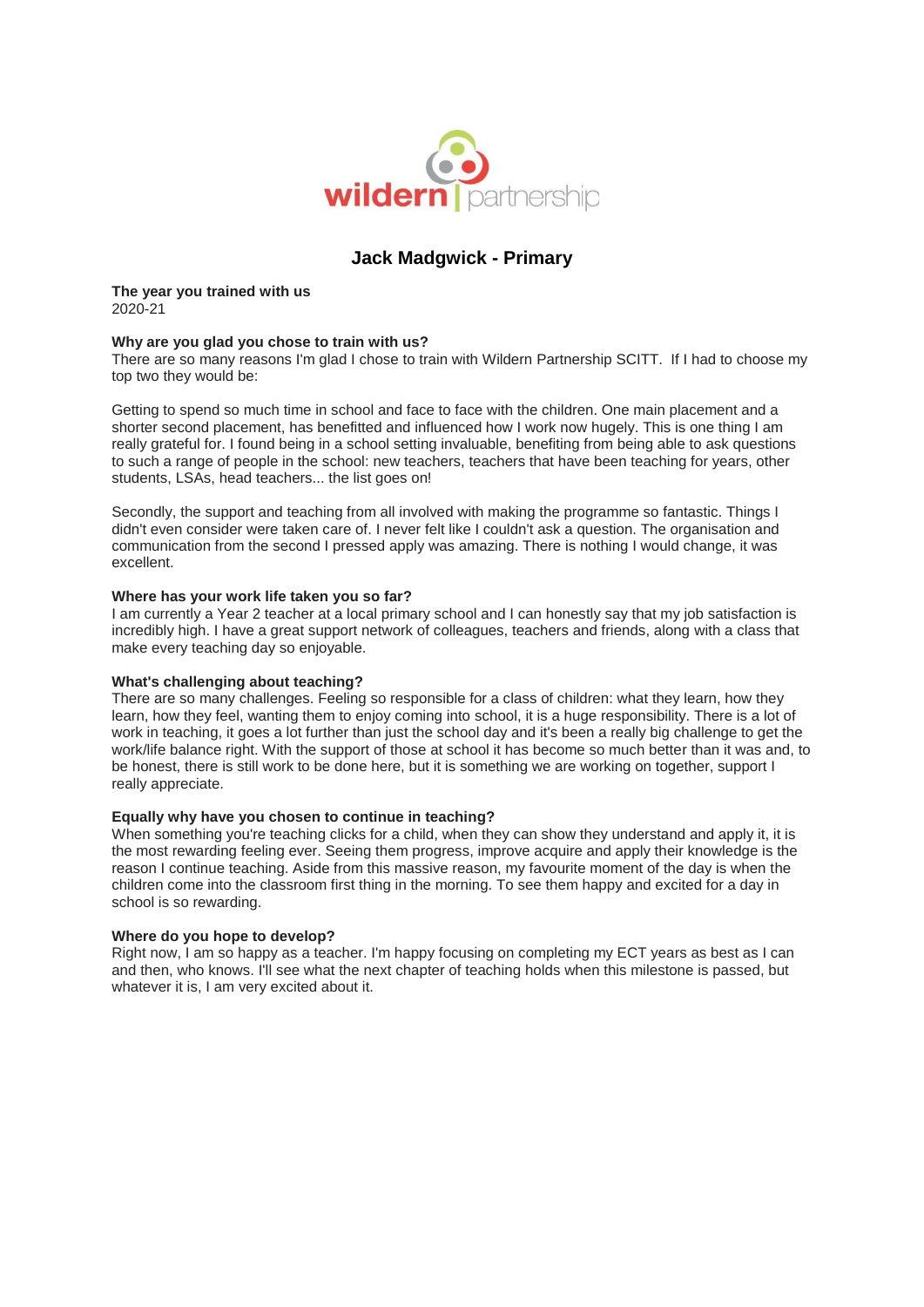# Jack Madgwick - Primary

**The year you trained with us**
2020-21

**Why are you glad you chose to train with us?**
There are so many reasons I'm glad I chose to train with Wildern Partnership SCITT. If I had to choose my top two they would be:

Getting to spend so much time in school and face to face with the children. One main placement and a shorter second placement, has benefitted and influenced how I work now hugely. This is one thing I am really grateful for. I found being in a school setting invaluable, benefiting from being able to ask questions to such a range of people in the school: new teachers, teachers that have been teaching for years, other students, LSAs, head teachers... the list goes on!

Secondly, the support and teaching from all involved with making the programme so fantastic. Things I didn't even consider were taken care of. I never felt like I couldn't ask a question. The organisation and communication from the second I pressed apply was amazing. There is nothing I would change, it was excellent.

**Where has your work life taken you so far?**
I am currently a Year 2 teacher at a local primary school and I can honestly say that my job satisfaction is incredibly high. I have a great support network of colleagues, teachers and friends, along with a class that make every teaching day so enjoyable.

**What's challenging about teaching?**
There are so many challenges. Feeling so responsible for a class of children: what they learn, how they learn, how they feel, wanting them to enjoy coming into school, it is a huge responsibility. There is a lot of work in teaching, it goes a lot further than just the school day and it's been a really big challenge to get the work/life balance right. With the support of those at school it has become so much better than it was and, to be honest, there is still work to be done here, but it is something we are working on together, support I really appreciate.

**Equally why have you chosen to continue in teaching?**
When something you're teaching clicks for a child, when they can show they understand and apply it, it is the most rewarding feeling ever. Seeing them progress, improve acquire and apply their knowledge is the reason I continue teaching. Aside from this massive reason, my favourite moment of the day is when the children come into the classroom first thing in the morning. To see them happy and excited for a day in school is so rewarding.

**Where do you hope to develop?**
Right now, I am so happy as a teacher. I'm happy focusing on completing my ECT years as best as I can and then, who knows. I'll see what the next chapter of teaching holds when this milestone is passed, but whatever it is, I am very excited about it.